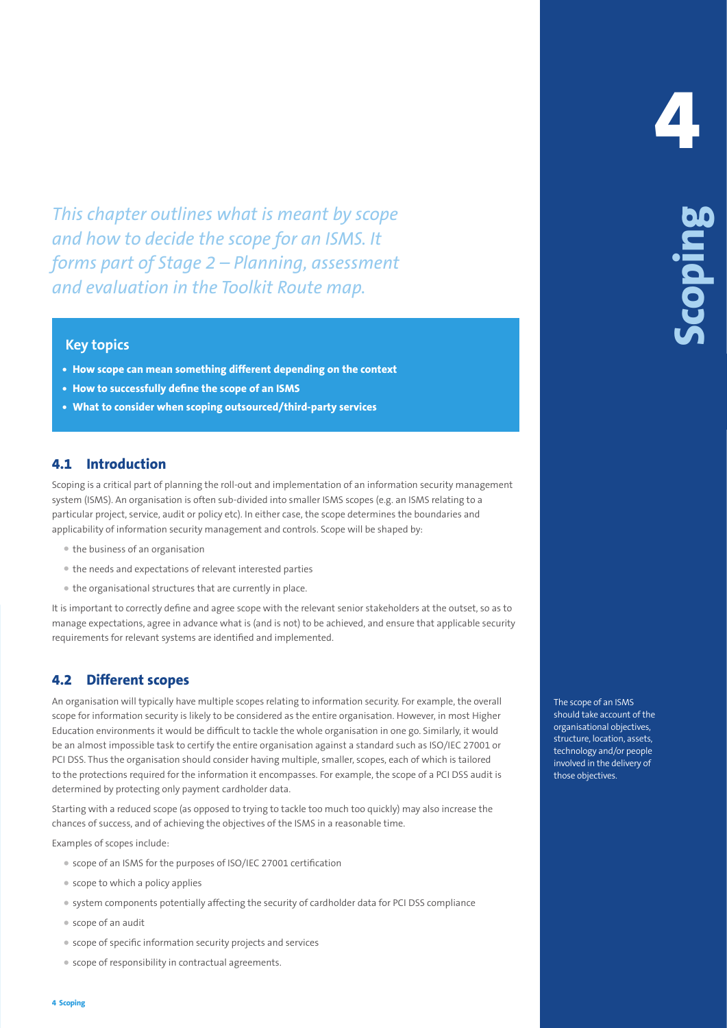# 4 Scoping

*This chapter outlines what is meant by scope and how to decide the scope for an ISMS. It forms part of Stage 2 – Planning, assessment and evaluation in the Toolkit Route map.*

**Key topics**

- **How scope can mean something different depending on the context**
- **How to successfully define the scope of an ISMS**
- **What to consider when scoping outsourced/third-party services**

## 4.1 Introduction

Scoping is a critical part of planning the roll-out and implementation of an information security management system (ISMS). An organisation is often sub-divided into smaller ISMS scopes (e.g. an ISMS relating to a particular project, service, audit or policy etc). In either case, the scope determines the boundaries and applicability of information security management and controls. Scope will be shaped by:

- the business of an organisation
- the needs and expectations of relevant interested parties
- the organisational structures that are currently in place.

It is important to correctly define and agree scope with the relevant senior stakeholders at the outset, so as to manage expectations, agree in advance what is (and is not) to be achieved, and ensure that applicable security requirements for relevant systems are identified and implemented.

## 4.2 Different scopes

An organisation will typically have multiple scopes relating to information security. For example, the overall scope for information security is likely to be considered as the entire organisation. However, in most Higher Education environments it would be difficult to tackle the whole organisation in one go. Similarly, it would be an almost impossible task to certify the entire organisation against a standard such as ISO/IEC 27001 or PCI DSS. Thus the organisation should consider having multiple, smaller, scopes, each of which is tailored to the protections required for the information it encompasses. For example, the scope of a PCI DSS audit is determined by protecting only payment cardholder data.

Starting with a reduced scope (as opposed to trying to tackle too much too quickly) may also increase the chances of success, and of achieving the objectives of the ISMS in a reasonable time.

Examples of scopes include:

- scope of an ISMS for the purposes of ISO/IEC 27001 certification
- scope to which a policy applies
- system components potentially affecting the security of cardholder data for PCI DSS compliance
- scope of an audit
- scope of specific information security projects and services
- scope of responsibility in contractual agreements.

The scope of an ISMS should take account of the organisational objectives, structure, location, assets, technology and/or people involved in the delivery of those objectives.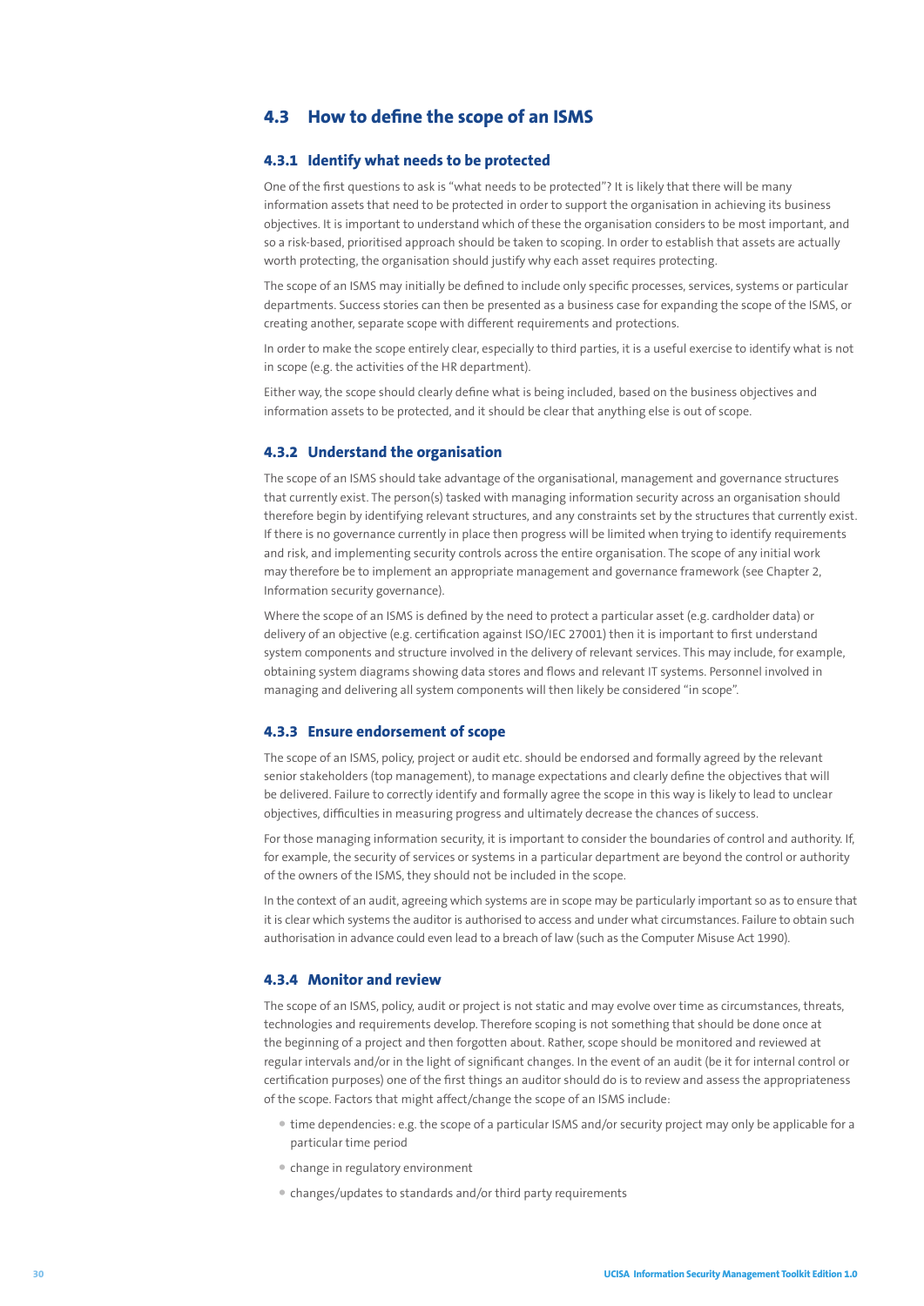## 4.3 How to define the scope of an ISMS

### 4.3.1 Identify what needs to be protected

One of the first questions to ask is "what needs to be protected"? It is likely that there will be many information assets that need to be protected in order to support the organisation in achieving its business objectives. It is important to understand which of these the organisation considers to be most important, and so a risk-based, prioritised approach should be taken to scoping. In order to establish that assets are actually worth protecting, the organisation should justify why each asset requires protecting.

The scope of an ISMS may initially be defined to include only specific processes, services, systems or particular departments. Success stories can then be presented as a business case for expanding the scope of the ISMS, or creating another, separate scope with different requirements and protections.

In order to make the scope entirely clear, especially to third parties, it is a useful exercise to identify what is not in scope (e.g. the activities of the HR department).

Either way, the scope should clearly define what is being included, based on the business objectives and information assets to be protected, and it should be clear that anything else is out of scope.

### 4.3.2 Understand the organisation

The scope of an ISMS should take advantage of the organisational, management and governance structures that currently exist. The person(s) tasked with managing information security across an organisation should therefore begin by identifying relevant structures, and any constraints set by the structures that currently exist. If there is no governance currently in place then progress will be limited when trying to identify requirements and risk, and implementing security controls across the entire organisation. The scope of any initial work may therefore be to implement an appropriate management and governance framework (see Chapter 2, Information security governance).

Where the scope of an ISMS is defined by the need to protect a particular asset (e.g. cardholder data) or delivery of an objective (e.g. certification against ISO/IEC 27001) then it is important to first understand system components and structure involved in the delivery of relevant services. This may include, for example, obtaining system diagrams showing data stores and flows and relevant IT systems. Personnel involved in managing and delivering all system components will then likely be considered "in scope".

### 4.3.3 Ensure endorsement of scope

The scope of an ISMS, policy, project or audit etc. should be endorsed and formally agreed by the relevant senior stakeholders (top management), to manage expectations and clearly define the objectives that will be delivered. Failure to correctly identify and formally agree the scope in this way is likely to lead to unclear objectives, difficulties in measuring progress and ultimately decrease the chances of success.

For those managing information security, it is important to consider the boundaries of control and authority. If, for example, the security of services or systems in a particular department are beyond the control or authority of the owners of the ISMS, they should not be included in the scope.

In the context of an audit, agreeing which systems are in scope may be particularly important so as to ensure that it is clear which systems the auditor is authorised to access and under what circumstances. Failure to obtain such authorisation in advance could even lead to a breach of law (such as the Computer Misuse Act 1990).

### 4.3.4 Monitor and review

The scope of an ISMS, policy, audit or project is not static and may evolve over time as circumstances, threats, technologies and requirements develop. Therefore scoping is not something that should be done once at the beginning of a project and then forgotten about. Rather, scope should be monitored and reviewed at regular intervals and/or in the light of significant changes. In the event of an audit (be it for internal control or certification purposes) one of the first things an auditor should do is to review and assess the appropriateness of the scope. Factors that might affect/change the scope of an ISMS include:

- time dependencies: e.g. the scope of a particular ISMS and/or security project may only be applicable for a particular time period
- change in regulatory environment
- changes/updates to standards and/or third party requirements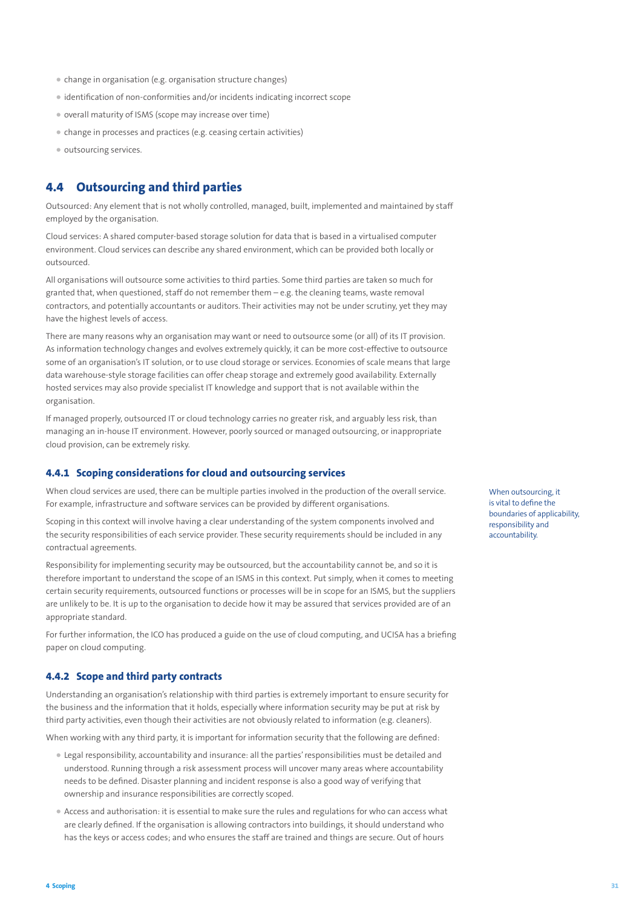- change in organisation (e.g. organisation structure changes)
- identification of non-conformities and/or incidents indicating incorrect scope
- overall maturity of ISMS (scope may increase over time)
- change in processes and practices (e.g. ceasing certain activities)
- outsourcing services.

## 4.4 Outsourcing and third parties

Outsourced: Any element that is not wholly controlled, managed, built, implemented and maintained by staff employed by the organisation.

Cloud services: A shared computer-based storage solution for data that is based in a virtualised computer environment. Cloud services can describe any shared environment, which can be provided both locally or outsourced.

All organisations will outsource some activities to third parties. Some third parties are taken so much for granted that, when questioned, staff do not remember them – e.g. the cleaning teams, waste removal contractors, and potentially accountants or auditors. Their activities may not be under scrutiny, yet they may have the highest levels of access.

There are many reasons why an organisation may want or need to outsource some (or all) of its IT provision. As information technology changes and evolves extremely quickly, it can be more cost-effective to outsource some of an organisation's IT solution, or to use cloud storage or services. Economies of scale means that large data warehouse-style storage facilities can offer cheap storage and extremely good availability. Externally hosted services may also provide specialist IT knowledge and support that is not available within the organisation.

If managed properly, outsourced IT or cloud technology carries no greater risk, and arguably less risk, than managing an in-house IT environment. However, poorly sourced or managed outsourcing, or inappropriate cloud provision, can be extremely risky.

### 4.4.1 Scoping considerations for cloud and outsourcing services

When cloud services are used, there can be multiple parties involved in the production of the overall service. For example, infrastructure and software services can be provided by different organisations.

When outsourcing, it is vital to define the boundaries of applicability, responsibility and accountability.

Scoping in this context will involve having a clear understanding of the system components involved and the security responsibilities of each service provider. These security requirements should be included in any contractual agreements.

Responsibility for implementing security may be outsourced, but the accountability cannot be, and so it is therefore important to understand the scope of an ISMS in this context. Put simply, when it comes to meeting certain security requirements, outsourced functions or processes will be in scope for an ISMS, but the suppliers are unlikely to be. It is up to the organisation to decide how it may be assured that services provided are of an appropriate standard.

For further information, the ICO has produced a guide on the use of cloud computing, and UCISA has a briefing paper on cloud computing.

### 4.4.2 Scope and third party contracts

Understanding an organisation's relationship with third parties is extremely important to ensure security for the business and the information that it holds, especially where information security may be put at risk by third party activities, even though their activities are not obviously related to information (e.g. cleaners).

When working with any third party, it is important for information security that the following are defined:

- Legal responsibility, accountability and insurance: all the parties' responsibilities must be detailed and understood. Running through a risk assessment process will uncover many areas where accountability needs to be defined. Disaster planning and incident response is also a good way of verifying that ownership and insurance responsibilities are correctly scoped.
- Access and authorisation: it is essential to make sure the rules and regulations for who can access what are clearly defined. If the organisation is allowing contractors into buildings, it should understand who has the keys or access codes; and who ensures the staff are trained and things are secure. Out of hours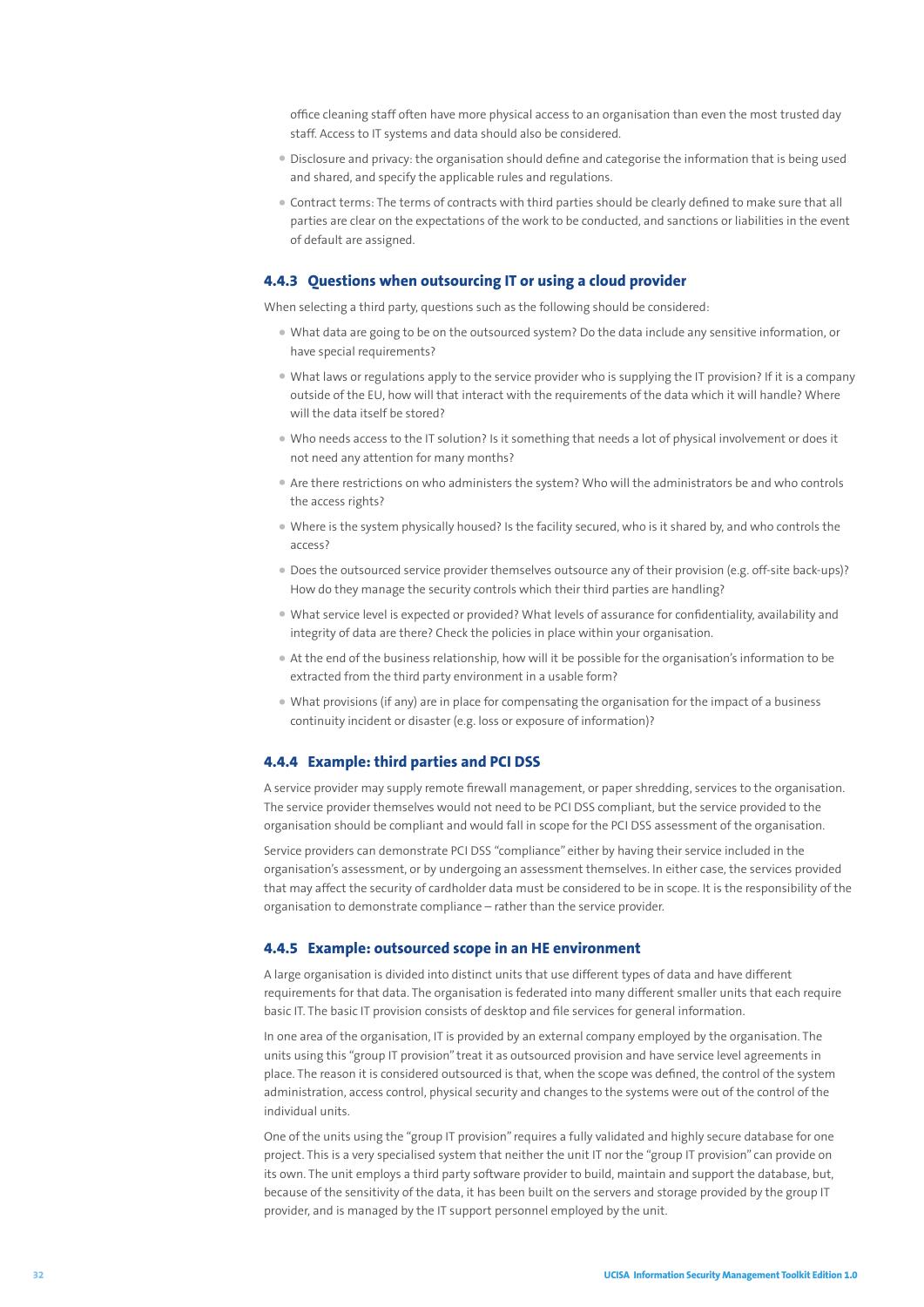office cleaning staff often have more physical access to an organisation than even the most trusted day staff. Access to IT systems and data should also be considered.

- Disclosure and privacy: the organisation should define and categorise the information that is being used and shared, and specify the applicable rules and regulations.
- Contract terms: The terms of contracts with third parties should be clearly defined to make sure that all parties are clear on the expectations of the work to be conducted, and sanctions or liabilities in the event of default are assigned.

### 4.4.3 Questions when outsourcing IT or using a cloud provider

When selecting a third party, questions such as the following should be considered:

- What data are going to be on the outsourced system? Do the data include any sensitive information, or have special requirements?
- What laws or regulations apply to the service provider who is supplying the IT provision? If it is a company outside of the EU, how will that interact with the requirements of the data which it will handle? Where will the data itself be stored?
- Who needs access to the IT solution? Is it something that needs a lot of physical involvement or does it not need any attention for many months?
- Are there restrictions on who administers the system? Who will the administrators be and who controls the access rights?
- Where is the system physically housed? Is the facility secured, who is it shared by, and who controls the access?
- Does the outsourced service provider themselves outsource any of their provision (e.g. off-site back-ups)? How do they manage the security controls which their third parties are handling?
- What service level is expected or provided? What levels of assurance for confidentiality, availability and integrity of data are there? Check the policies in place within your organisation.
- At the end of the business relationship, how will it be possible for the organisation's information to be extracted from the third party environment in a usable form?
- What provisions (if any) are in place for compensating the organisation for the impact of a business continuity incident or disaster (e.g. loss or exposure of information)?

### 4.4.4 Example: third parties and PCI DSS

A service provider may supply remote firewall management, or paper shredding, services to the organisation. The service provider themselves would not need to be PCI DSS compliant, but the service provided to the organisation should be compliant and would fall in scope for the PCI DSS assessment of the organisation.

Service providers can demonstrate PCI DSS "compliance" either by having their service included in the organisation's assessment, or by undergoing an assessment themselves. In either case, the services provided that may affect the security of cardholder data must be considered to be in scope. It is the responsibility of the organisation to demonstrate compliance – rather than the service provider.

### 4.4.5 Example: outsourced scope in an HE environment

A large organisation is divided into distinct units that use different types of data and have different requirements for that data. The organisation is federated into many different smaller units that each require basic IT. The basic IT provision consists of desktop and file services for general information.

In one area of the organisation, IT is provided by an external company employed by the organisation. The units using this "group IT provision" treat it as outsourced provision and have service level agreements in place. The reason it is considered outsourced is that, when the scope was defined, the control of the system administration, access control, physical security and changes to the systems were out of the control of the individual units.

One of the units using the "group IT provision" requires a fully validated and highly secure database for one project. This is a very specialised system that neither the unit IT nor the "group IT provision" can provide on its own. The unit employs a third party software provider to build, maintain and support the database, but, because of the sensitivity of the data, it has been built on the servers and storage provided by the group IT provider, and is managed by the IT support personnel employed by the unit.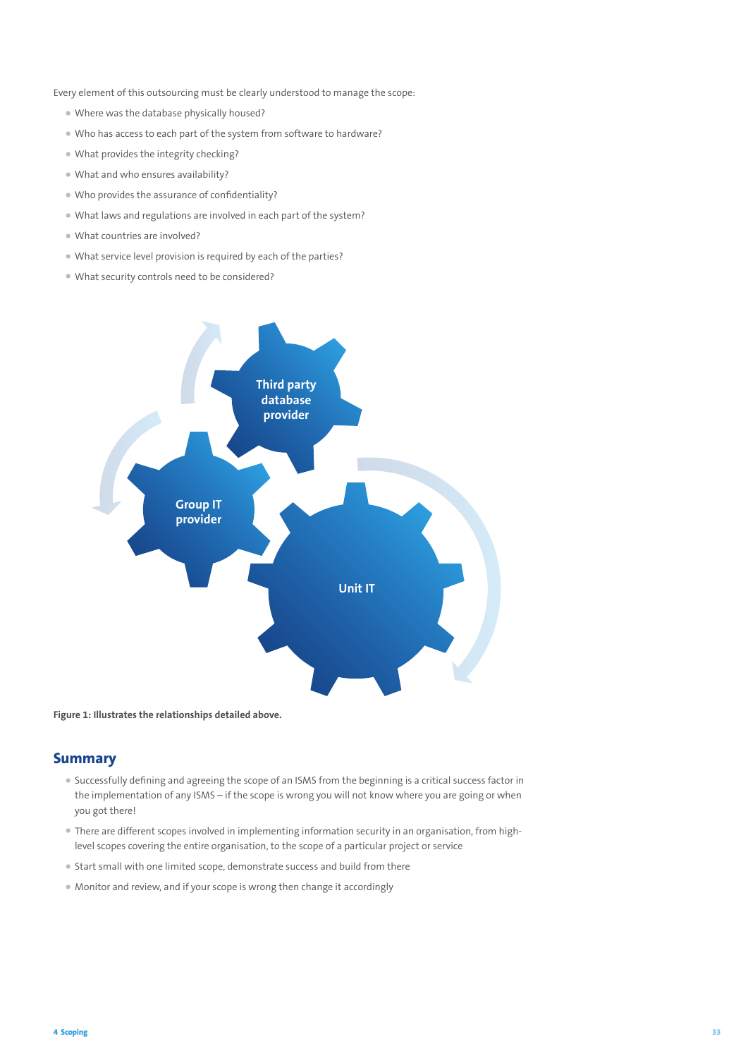Every element of this outsourcing must be clearly understood to manage the scope:

- Where was the database physically housed?
- Who has access to each part of the system from software to hardware?
- What provides the integrity checking?
- What and who ensures availability?
- Who provides the assurance of confidentiality?
- What laws and regulations are involved in each part of the system?
- What countries are involved?
- What service level provision is required by each of the parties?
- What security controls need to be considered?

Third party database provider

Group IT provider

Unit IT

**Figure 1: Illustrates the relationships detailed above.**

## Summary

- Successfully defining and agreeing the scope of an ISMS from the beginning is a critical success factor in the implementation of any ISMS – if the scope is wrong you will not know where you are going or when you got there!
- There are different scopes involved in implementing information security in an organisation, from high-level scopes covering the entire organisation, to the scope of a particular project or service
- Start small with one limited scope, demonstrate success and build from there
- Monitor and review, and if your scope is wrong then change it accordingly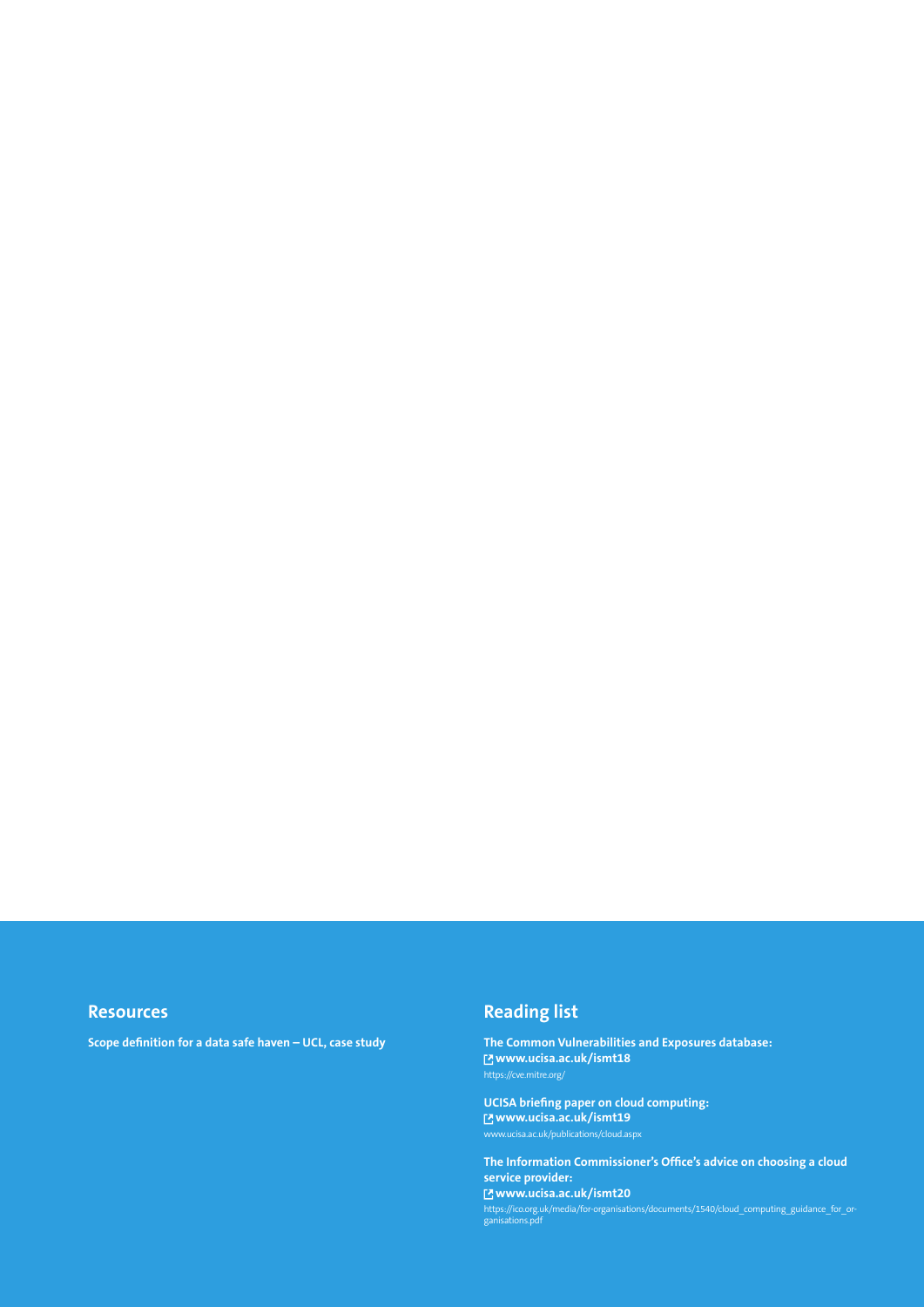## Resources

**Scope definition for a data safe haven – UCL, case study**

## Reading list

**The Common Vulnerabilities and Exposures database:**
**www.ucisa.ac.uk/ismt18**
https://cve.mitre.org/

**UCISA briefing paper on cloud computing:**
**www.ucisa.ac.uk/ismt19**
www.ucisa.ac.uk/publications/cloud.aspx

**The Information Commissioner's Office's advice on choosing a cloud service provider:**
**www.ucisa.ac.uk/ismt20**
https://ico.org.uk/media/for-organisations/documents/1540/cloud_computing_guidance_for_organisations.pdf